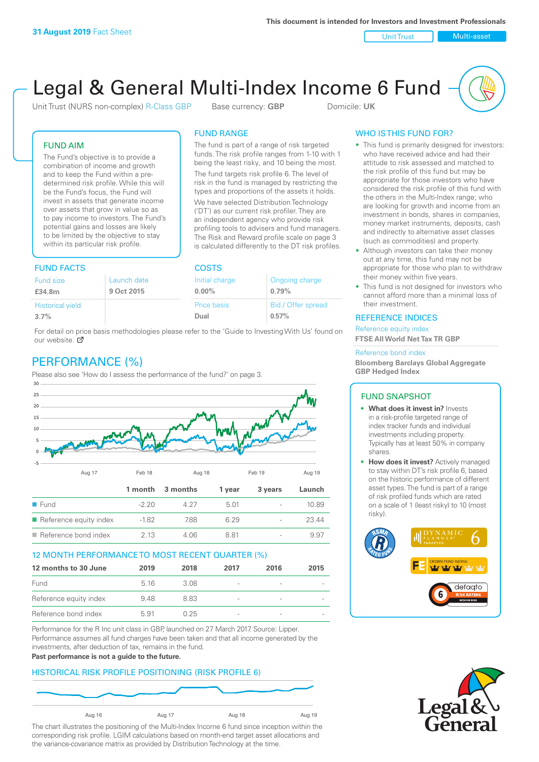**31 August 2019** Fact Sheet

This document is intended for Investors and Investment Professionals

Unit Trust | Multi-asset

# Legal & General Multi-Index Income 6 Fund

Unit Trust (NURS non-complex) R-Class GBP  Base currency: **GBP**  Domicile: **UK**

## FUND AIM

The Fund's objective is to provide a combination of income and growth and to keep the Fund within a pre-determined risk profile. While this will be the Fund's focus, the Fund will invest in assets that generate income over assets that grow in value so as to pay income to investors. The Fund's potential gains and losses are likely to be limited by the objective to stay within its particular risk profile.

## FUND RANGE

The fund is part of a range of risk targeted funds. The risk profile ranges from 1-10 with 1 being the least risky, and 10 being the most.

The fund targets risk profile 6. The level of risk in the fund is managed by restricting the types and proportions of the assets it holds. We have selected Distribution Technology ('DT') as our current risk profiler. They are an independent agency who provide risk profiling tools to advisers and fund managers. The Risk and Reward profile scale on page 3 is calculated differently to the DT risk profiles.

## FUND FACTS

| Fund size | Launch date |
|---|---|
| **£34.8m** | **9 Oct 2015** |
| Historical yield | |
| **3.7%** | |

## COSTS

| Initial charge | Ongoing charge |
|---|---|
| **0.00%** | **0.79%** |
| Price basis | Bid / Offer spread |
| **Dual** | **0.57%** |

For detail on price basis methodologies please refer to the 'Guide to Investing With Us' found on our website.

## PERFORMANCE (%)

Please also see 'How do I assess the performance of the fund?' on page 3.

| | 1 month | 3 months | 1 year | 3 years | Launch |
|---|---|---|---|---|---|
| Fund | -2.20 | 4.27 | 5.01 | - | 10.89 |
| Reference equity index | -1.82 | 7.88 | 6.29 | - | 23.44 |
| Reference bond index | 2.13 | 4.06 | 8.81 | - | 9.97 |

## 12 MONTH PERFORMANCE TO MOST RECENT QUARTER (%)

| 12 months to 30 June | 2019 | 2018 | 2017 | 2016 | 2015 |
|---|---|---|---|---|---|
| Fund | 5.16 | 3.08 | - | - | - |
| Reference equity index | 9.48 | 8.83 | - | - | - |
| Reference bond index | 5.91 | 0.25 | - | - | - |

Performance for the R Inc unit class in GBP, launched on 27 March 2017. Source: Lipper. Performance assumes all fund charges have been taken and that all income generated by the investments, after deduction of tax, remains in the fund.

**Past performance is not a guide to the future.**

## HISTORICAL RISK PROFILE POSITIONING (RISK PROFILE 6)

The chart illustrates the positioning of the Multi-Index Income 6 fund since inception within the corresponding risk profile. LGIM calculations based on month-end target asset allocations and the variance-covariance matrix as provided by Distribution Technology at the time.

## WHO IS THIS FUND FOR?

- This fund is primarily designed for investors: who have received advice and had their attitude to risk assessed and matched to the risk profile of this fund but may be appropriate for those investors who have considered the risk profile of this fund with the others in the Multi-Index range; who are looking for growth and income from an investment in bonds, shares in companies, money market instruments, deposits, cash and indirectly to alternative asset classes (such as commodities) and property.
- Although investors can take their money out at any time, this fund may not be appropriate for those who plan to withdraw their money within five years.
- This fund is not designed for investors who cannot afford more than a minimal loss of their investment.

## REFERENCE INDICES

Reference equity index
**FTSE All World Net Tax TR GBP**

Reference bond index
**Bloomberg Barclays Global Aggregate GBP Hedged Index**

## FUND SNAPSHOT

- **What does it invest in?** Invests in a risk-profile targeted range of index tracker funds and individual investments including property. Typically has at least 50% in company shares.
- **How does it invest?** Actively managed to stay within DT's risk profile 6, based on the historic performance of different asset types. The fund is part of a range of risk profiled funds which are rated on a scale of 1 (least risky) to 10 (most risky).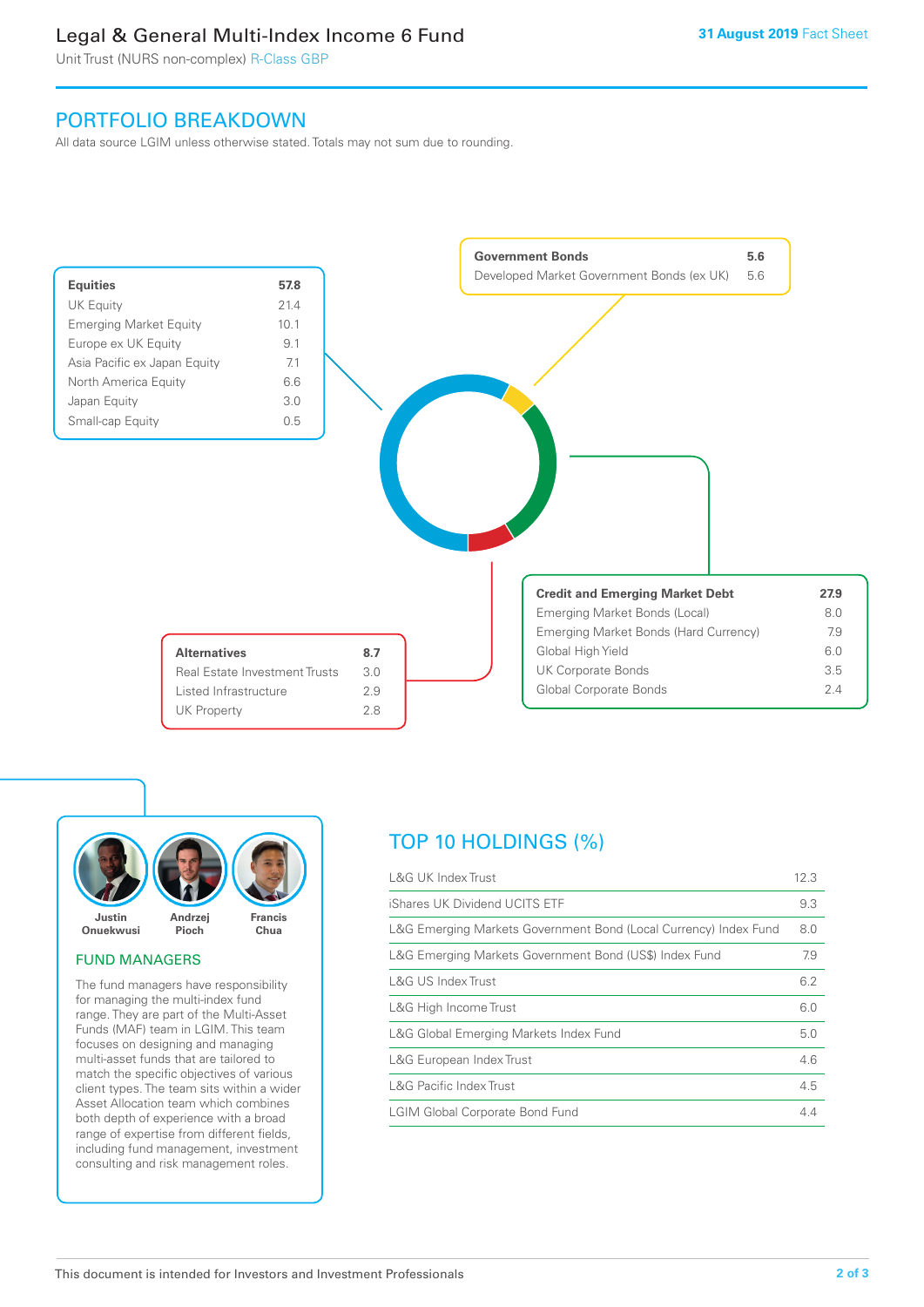# PORTFOLIO BREAKDOWN

All data source LGIM unless otherwise stated. Totals may not sum due to rounding.

| Equities | 57.8 |
| --- | --- |
| UK Equity | 21.4 |
| Emerging Market Equity | 10.1 |
| Europe ex UK Equity | 9.1 |
| Asia Pacific ex Japan Equity | 7.1 |
| North America Equity | 6.6 |
| Japan Equity | 3.0 |
| Small-cap Equity | 0.5 |

| Government Bonds | 5.6 |
| --- | --- |
| Developed Market Government Bonds (ex UK) | 5.6 |

| Credit and Emerging Market Debt | 27.9 |
| --- | --- |
| Emerging Market Bonds (Local) | 8.0 |
| Emerging Market Bonds (Hard Currency) | 7.9 |
| Global High Yield | 6.0 |
| UK Corporate Bonds | 3.5 |
| Global Corporate Bonds | 2.4 |

| Alternatives | 8.7 |
| --- | --- |
| Real Estate Investment Trusts | 3.0 |
| Listed Infrastructure | 2.9 |
| UK Property | 2.8 |

## FUND MANAGERS

Justin Onuekwusi, Andrzej Pioch, Francis Chua

The fund managers have responsibility for managing the multi-index fund range. They are part of the Multi-Asset Funds (MAF) team in LGIM. This team focuses on designing and managing multi-asset funds that are tailored to match the specific objectives of various client types. The team sits within a wider Asset Allocation team which combines both depth of experience with a broad range of expertise from different fields, including fund management, investment consulting and risk management roles.

## TOP 10 HOLDINGS (%)

| Holding | % |
| --- | --- |
| L&G UK Index Trust | 12.3 |
| iShares UK Dividend UCITS ETF | 9.3 |
| L&G Emerging Markets Government Bond (Local Currency) Index Fund | 8.0 |
| L&G Emerging Markets Government Bond (US$) Index Fund | 7.9 |
| L&G US Index Trust | 6.2 |
| L&G High Income Trust | 6.0 |
| L&G Global Emerging Markets Index Fund | 5.0 |
| L&G European Index Trust | 4.6 |
| L&G Pacific Index Trust | 4.5 |
| LGIM Global Corporate Bond Fund | 4.4 |

This document is intended for Investors and Investment Professionals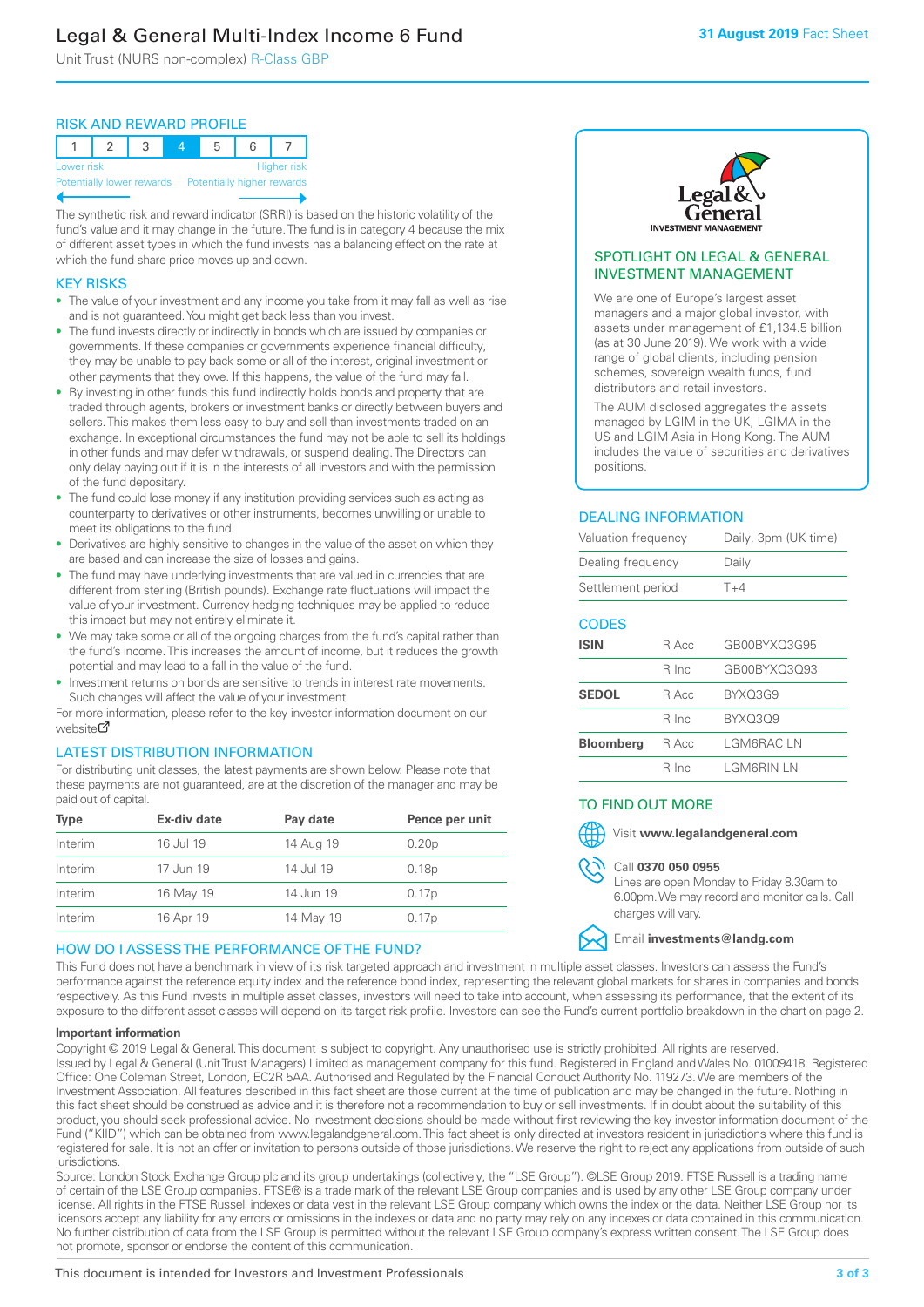# Legal & General Multi-Index Income 6 Fund

Unit Trust (NURS non-complex) R-Class GBP

**31 August 2019** Fact Sheet

## RISK AND REWARD PROFILE

| 1 | 2 | 3 | 4 | 5 | 6 | 7 |
|---|---|---|---|---|---|---|

Lower risk — Higher risk

Potentially lower rewards — Potentially higher rewards

The synthetic risk and reward indicator (SRRI) is based on the historic volatility of the fund's value and it may change in the future. The fund is in category 4 because the mix of different asset types in which the fund invests has a balancing effect on the rate at which the fund share price moves up and down.

## KEY RISKS

- The value of your investment and any income you take from it may fall as well as rise and is not guaranteed. You might get back less than you invest.
- The fund invests directly or indirectly in bonds which are issued by companies or governments. If these companies or governments experience financial difficulty, they may be unable to pay back some or all of the interest, original investment or other payments that they owe. If this happens, the value of the fund may fall.
- By investing in other funds this fund indirectly holds bonds and property that are traded through agents, brokers or investment banks or directly between buyers and sellers. This makes them less easy to buy and sell than investments traded on an exchange. In exceptional circumstances the fund may not be able to sell its holdings in other funds and may defer withdrawals, or suspend dealing. The Directors can only delay paying out if it is in the interests of all investors and with the permission of the fund depositary.
- The fund could lose money if any institution providing services such as acting as counterparty to derivatives or other instruments, becomes unwilling or unable to meet its obligations to the fund.
- Derivatives are highly sensitive to changes in the value of the asset on which they are based and can increase the size of losses and gains.
- The fund may have underlying investments that are valued in currencies that are different from sterling (British pounds). Exchange rate fluctuations will impact the value of your investment. Currency hedging techniques may be applied to reduce this impact but may not entirely eliminate it.
- We may take some or all of the ongoing charges from the fund's capital rather than the fund's income. This increases the amount of income, but it reduces the growth potential and may lead to a fall in the value of the fund.
- Investment returns on bonds are sensitive to trends in interest rate movements. Such changes will affect the value of your investment.

For more information, please refer to the key investor information document on our website

## LATEST DISTRIBUTION INFORMATION

For distributing unit classes, the latest payments are shown below. Please note that these payments are not guaranteed, are at the discretion of the manager and may be paid out of capital.

| Type | Ex-div date | Pay date | Pence per unit |
|---|---|---|---|
| Interim | 16 Jul 19 | 14 Aug 19 | 0.20p |
| Interim | 17 Jun 19 | 14 Jul 19 | 0.18p |
| Interim | 16 May 19 | 14 Jun 19 | 0.17p |
| Interim | 16 Apr 19 | 14 May 19 | 0.17p |

## SPOTLIGHT ON LEGAL & GENERAL INVESTMENT MANAGEMENT

We are one of Europe's largest asset managers and a major global investor, with assets under management of £1,134.5 billion (as at 30 June 2019). We work with a wide range of global clients, including pension schemes, sovereign wealth funds, fund distributors and retail investors.

The AUM disclosed aggregates the assets managed by LGIM in the UK, LGIMA in the US and LGIM Asia in Hong Kong. The AUM includes the value of securities and derivatives positions.

## DEALING INFORMATION

| | |
|---|---|
| Valuation frequency | Daily, 3pm (UK time) |
| Dealing frequency | Daily |
| Settlement period | T+4 |

## CODES

| | | |
|---|---|---|
| **ISIN** | R Acc | GB00BYXQ3G95 |
| | R Inc | GB00BYXQ3Q93 |
| **SEDOL** | R Acc | BYXQ3G9 |
| | R Inc | BYXQ3Q9 |
| **Bloomberg** | R Acc | LGM6RAC LN |
| | R Inc | LGM6RIN LN |

## TO FIND OUT MORE

Visit **www.legalandgeneral.com**

Call **0370 050 0955**
Lines are open Monday to Friday 8.30am to 6.00pm. We may record and monitor calls. Call charges will vary.

Email **investments@landg.com**

## HOW DO I ASSESS THE PERFORMANCE OF THE FUND?

This Fund does not have a benchmark in view of its risk targeted approach and investment in multiple asset classes. Investors can assess the Fund's performance against the reference equity index and the reference bond index, representing the relevant global markets for shares in companies and bonds respectively. As this Fund invests in multiple asset classes, investors will need to take into account, when assessing its performance, that the extent of its exposure to the different asset classes will depend on its target risk profile. Investors can see the Fund's current portfolio breakdown in the chart on page 2.

### Important information

Copyright © 2019 Legal & General. This document is subject to copyright. Any unauthorised use is strictly prohibited. All rights are reserved. Issued by Legal & General (Unit Trust Managers) Limited as management company for this fund. Registered in England and Wales No. 01009418. Registered Office: One Coleman Street, London, EC2R 5AA. Authorised and Regulated by the Financial Conduct Authority No. 119273. We are members of the Investment Association. All features described in this fact sheet are those current at the time of publication and may be changed in the future. Nothing in this fact sheet should be construed as advice and it is therefore not a recommendation to buy or sell investments. If in doubt about the suitability of this product, you should seek professional advice. No investment decisions should be made without first reviewing the key investor information document of the Fund ("KIID") which can be obtained from www.legalandgeneral.com. This fact sheet is only directed at investors resident in jurisdictions where this fund is registered for sale. It is not an offer or invitation to persons outside of those jurisdictions. We reserve the right to reject any applications from outside of such jurisdictions.

Source: London Stock Exchange Group plc and its group undertakings (collectively, the "LSE Group"). ©LSE Group 2019. FTSE Russell is a trading name of certain of the LSE Group companies. FTSE® is a trade mark of the relevant LSE Group companies and is used by any other LSE Group company under license. All rights in the FTSE Russell indexes or data vest in the relevant LSE Group company which owns the index or the data. Neither LSE Group nor its licensors accept any liability for any errors or omissions in the indexes or data and no party may rely on any indexes or data contained in this communication. No further distribution of data from the LSE Group is permitted without the relevant LSE Group company's express written consent. The LSE Group does not promote, sponsor or endorse the content of this communication.

This document is intended for Investors and Investment Professionals